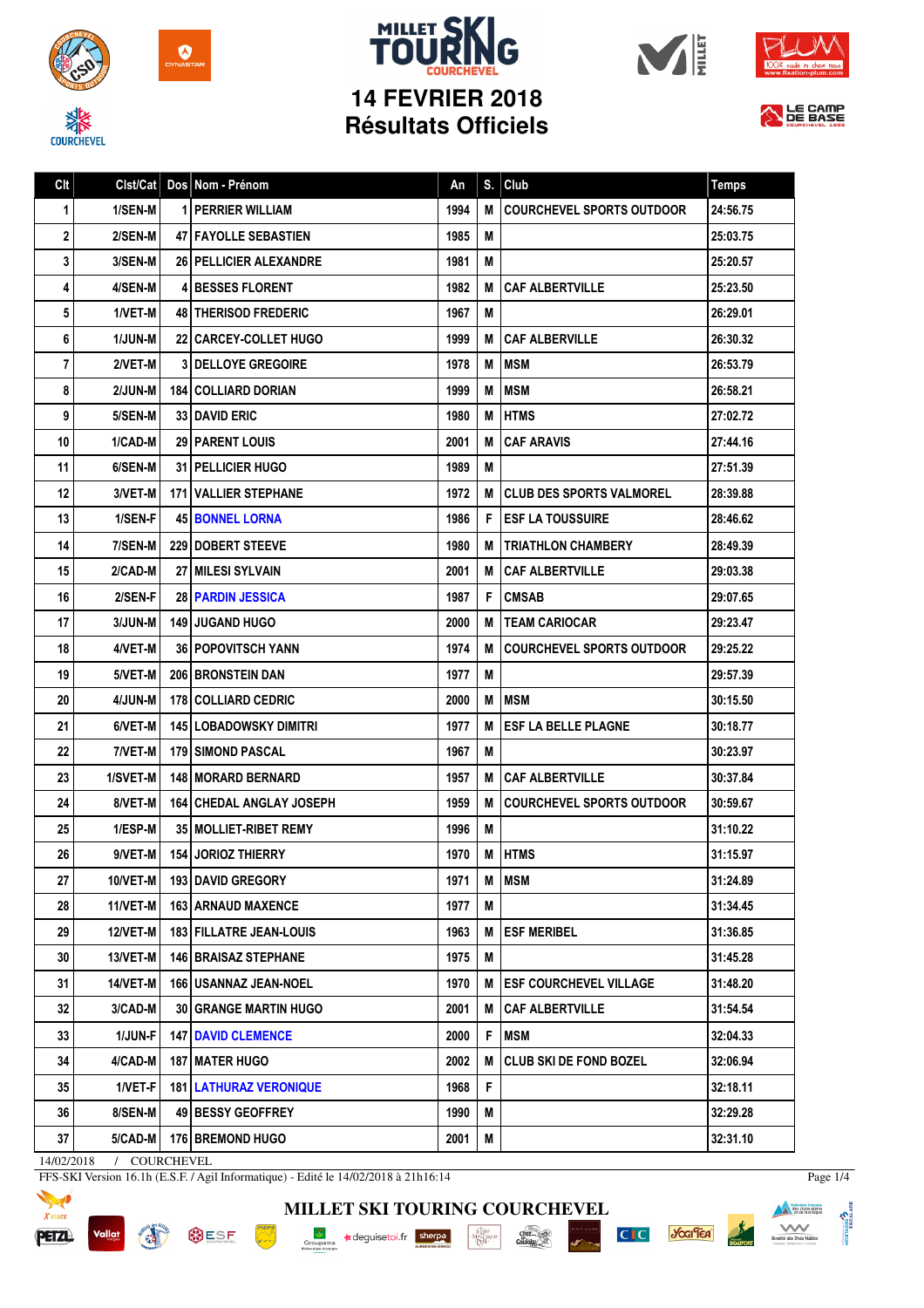# MILLET SKI TOURING COURCHEVEL

## 14 FEVRIER 2018
## Résultats Officiels

| Clt | Clst/Cat | Dos | Nom - Prénom | An | S. | Club | Temps |
|---|---|---|---|---|---|---|---|
| 1 | 1/SEN-M | 1 | PERRIER WILLIAM | 1994 | M | COURCHEVEL SPORTS OUTDOOR | 24:56.75 |
| 2 | 2/SEN-M | 47 | FAYOLLE SEBASTIEN | 1985 | M | | 25:03.75 |
| 3 | 3/SEN-M | 26 | PELLICIER ALEXANDRE | 1981 | M | | 25:20.57 |
| 4 | 4/SEN-M | 4 | BESSES FLORENT | 1982 | M | CAF ALBERTVILLE | 25:23.50 |
| 5 | 1/VET-M | 48 | THERISOD FREDERIC | 1967 | M | | 26:29.01 |
| 6 | 1/JUN-M | 22 | CARCEY-COLLET HUGO | 1999 | M | CAF ALBERVILLE | 26:30.32 |
| 7 | 2/VET-M | 3 | DELLOYE GREGOIRE | 1978 | M | MSM | 26:53.79 |
| 8 | 2/JUN-M | 184 | COLLIARD DORIAN | 1999 | M | MSM | 26:58.21 |
| 9 | 5/SEN-M | 33 | DAVID ERIC | 1980 | M | HTMS | 27:02.72 |
| 10 | 1/CAD-M | 29 | PARENT LOUIS | 2001 | M | CAF ARAVIS | 27:44.16 |
| 11 | 6/SEN-M | 31 | PELLICIER HUGO | 1989 | M | | 27:51.39 |
| 12 | 3/VET-M | 171 | VALLIER STEPHANE | 1972 | M | CLUB DES SPORTS VALMOREL | 28:39.88 |
| 13 | 1/SEN-F | 45 | BONNEL LORNA | 1986 | F | ESF LA TOUSSUIRE | 28:46.62 |
| 14 | 7/SEN-M | 229 | DOBERT STEEVE | 1980 | M | TRIATHLON CHAMBERY | 28:49.39 |
| 15 | 2/CAD-M | 27 | MILESI SYLVAIN | 2001 | M | CAF ALBERTVILLE | 29:03.38 |
| 16 | 2/SEN-F | 28 | PARDIN JESSICA | 1987 | F | CMSAB | 29:07.65 |
| 17 | 3/JUN-M | 149 | JUGAND HUGO | 2000 | M | TEAM CARIOCAR | 29:23.47 |
| 18 | 4/VET-M | 36 | POPOVITSCH YANN | 1974 | M | COURCHEVEL SPORTS OUTDOOR | 29:25.22 |
| 19 | 5/VET-M | 206 | BRONSTEIN DAN | 1977 | M | | 29:57.39 |
| 20 | 4/JUN-M | 178 | COLLIARD CEDRIC | 2000 | M | MSM | 30:15.50 |
| 21 | 6/VET-M | 145 | LOBADOWSKY DIMITRI | 1977 | M | ESF LA BELLE PLAGNE | 30:18.77 |
| 22 | 7/VET-M | 179 | SIMOND PASCAL | 1967 | M | | 30:23.97 |
| 23 | 1/SVET-M | 148 | MORARD BERNARD | 1957 | M | CAF ALBERTVILLE | 30:37.84 |
| 24 | 8/VET-M | 164 | CHEDAL ANGLAY JOSEPH | 1959 | M | COURCHEVEL SPORTS OUTDOOR | 30:59.67 |
| 25 | 1/ESP-M | 35 | MOLLIET-RIBET REMY | 1996 | M | | 31:10.22 |
| 26 | 9/VET-M | 154 | JORIOZ THIERRY | 1970 | M | HTMS | 31:15.97 |
| 27 | 10/VET-M | 193 | DAVID GREGORY | 1971 | M | MSM | 31:24.89 |
| 28 | 11/VET-M | 163 | ARNAUD MAXENCE | 1977 | M | | 31:34.45 |
| 29 | 12/VET-M | 183 | FILLATRE JEAN-LOUIS | 1963 | M | ESF MERIBEL | 31:36.85 |
| 30 | 13/VET-M | 146 | BRAISAZ STEPHANE | 1975 | M | | 31:45.28 |
| 31 | 14/VET-M | 166 | USANNAZ JEAN-NOEL | 1970 | M | ESF COURCHEVEL VILLAGE | 31:48.20 |
| 32 | 3/CAD-M | 30 | GRANGE MARTIN HUGO | 2001 | M | CAF ALBERTVILLE | 31:54.54 |
| 33 | 1/JUN-F | 147 | DAVID CLEMENCE | 2000 | F | MSM | 32:04.33 |
| 34 | 4/CAD-M | 187 | MATER HUGO | 2002 | M | CLUB SKI DE FOND BOZEL | 32:06.94 |
| 35 | 1/VET-F | 181 | LATHURAZ VERONIQUE | 1968 | F | | 32:18.11 |
| 36 | 8/SEN-M | 49 | BESSY GEOFFREY | 1990 | M | | 32:29.28 |
| 37 | 5/CAD-M | 176 | BREMOND HUGO | 2001 | M | | 32:31.10 |

14/02/2018 / COURCHEVEL

FFS-SKI Version 16.1h (E.S.F. / Agil Informatique) - Edité le 14/02/2018 à 21h16:14

MILLET SKI TOURING COURCHEVEL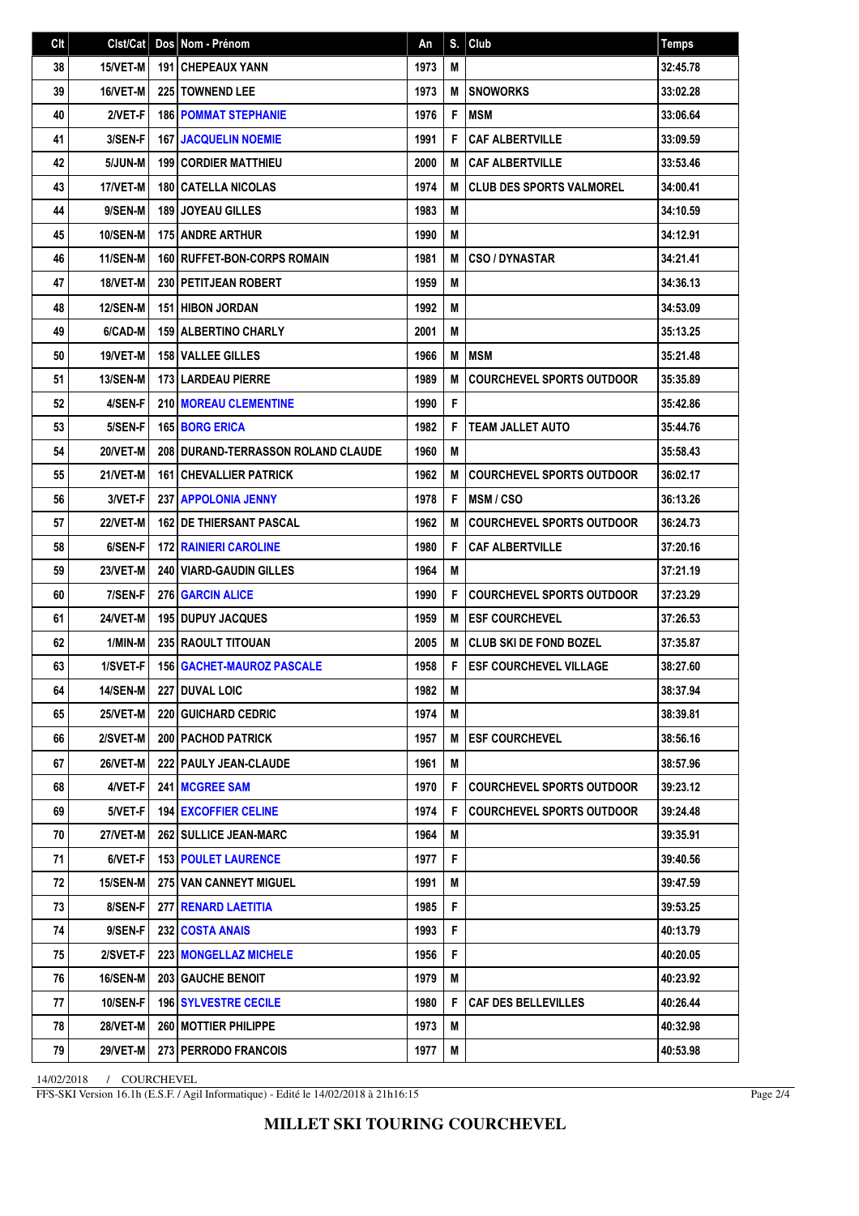| Clt | Clst/Cat | Dos | Nom - Prénom | An | S. | Club | Temps |
|---|---|---|---|---|---|---|---|
| 38 | 15/VET-M | 191 | CHEPEAUX YANN | 1973 | M | | 32:45.78 |
| 39 | 16/VET-M | 225 | TOWNEND LEE | 1973 | M | SNOWORKS | 33:02.28 |
| 40 | 2/VET-F | 186 | POMMAT STEPHANIE | 1976 | F | MSM | 33:06.64 |
| 41 | 3/SEN-F | 167 | JACQUELIN NOEMIE | 1991 | F | CAF ALBERTVILLE | 33:09.59 |
| 42 | 5/JUN-M | 199 | CORDIER MATTHIEU | 2000 | M | CAF ALBERTVILLE | 33:53.46 |
| 43 | 17/VET-M | 180 | CATELLA NICOLAS | 1974 | M | CLUB DES SPORTS VALMOREL | 34:00.41 |
| 44 | 9/SEN-M | 189 | JOYEAU GILLES | 1983 | M | | 34:10.59 |
| 45 | 10/SEN-M | 175 | ANDRE ARTHUR | 1990 | M | | 34:12.91 |
| 46 | 11/SEN-M | 160 | RUFFET-BON-CORPS ROMAIN | 1981 | M | CSO / DYNASTAR | 34:21.41 |
| 47 | 18/VET-M | 230 | PETITJEAN ROBERT | 1959 | M | | 34:36.13 |
| 48 | 12/SEN-M | 151 | HIBON JORDAN | 1992 | M | | 34:53.09 |
| 49 | 6/CAD-M | 159 | ALBERTINO CHARLY | 2001 | M | | 35:13.25 |
| 50 | 19/VET-M | 158 | VALLEE GILLES | 1966 | M | MSM | 35:21.48 |
| 51 | 13/SEN-M | 173 | LARDEAU PIERRE | 1989 | M | COURCHEVEL SPORTS OUTDOOR | 35:35.89 |
| 52 | 4/SEN-F | 210 | MOREAU CLEMENTINE | 1990 | F | | 35:42.86 |
| 53 | 5/SEN-F | 165 | BORG ERICA | 1982 | F | TEAM JALLET AUTO | 35:44.76 |
| 54 | 20/VET-M | 208 | DURAND-TERRASSON ROLAND CLAUDE | 1960 | M | | 35:58.43 |
| 55 | 21/VET-M | 161 | CHEVALLIER PATRICK | 1962 | M | COURCHEVEL SPORTS OUTDOOR | 36:02.17 |
| 56 | 3/VET-F | 237 | APPOLONIA JENNY | 1978 | F | MSM / CSO | 36:13.26 |
| 57 | 22/VET-M | 162 | DE THIERSANT PASCAL | 1962 | M | COURCHEVEL SPORTS OUTDOOR | 36:24.73 |
| 58 | 6/SEN-F | 172 | RAINIERI CAROLINE | 1980 | F | CAF ALBERTVILLE | 37:20.16 |
| 59 | 23/VET-M | 240 | VIARD-GAUDIN GILLES | 1964 | M | | 37:21.19 |
| 60 | 7/SEN-F | 276 | GARCIN ALICE | 1990 | F | COURCHEVEL SPORTS OUTDOOR | 37:23.29 |
| 61 | 24/VET-M | 195 | DUPUY JACQUES | 1959 | M | ESF COURCHEVEL | 37:26.53 |
| 62 | 1/MIN-M | 235 | RAOULT TITOUAN | 2005 | M | CLUB SKI DE FOND BOZEL | 37:35.87 |
| 63 | 1/SVET-F | 156 | GACHET-MAUROZ PASCALE | 1958 | F | ESF COURCHEVEL VILLAGE | 38:27.60 |
| 64 | 14/SEN-M | 227 | DUVAL LOIC | 1982 | M | | 38:37.94 |
| 65 | 25/VET-M | 220 | GUICHARD CEDRIC | 1974 | M | | 38:39.81 |
| 66 | 2/SVET-M | 200 | PACHOD PATRICK | 1957 | M | ESF COURCHEVEL | 38:56.16 |
| 67 | 26/VET-M | 222 | PAULY JEAN-CLAUDE | 1961 | M | | 38:57.96 |
| 68 | 4/VET-F | 241 | MCGREE SAM | 1970 | F | COURCHEVEL SPORTS OUTDOOR | 39:23.12 |
| 69 | 5/VET-F | 194 | EXCOFFIER CELINE | 1974 | F | COURCHEVEL SPORTS OUTDOOR | 39:24.48 |
| 70 | 27/VET-M | 262 | SULLICE JEAN-MARC | 1964 | M | | 39:35.91 |
| 71 | 6/VET-F | 153 | POULET LAURENCE | 1977 | F | | 39:40.56 |
| 72 | 15/SEN-M | 275 | VAN CANNEYT MIGUEL | 1991 | M | | 39:47.59 |
| 73 | 8/SEN-F | 277 | RENARD LAETITIA | 1985 | F | | 39:53.25 |
| 74 | 9/SEN-F | 232 | COSTA ANAIS | 1993 | F | | 40:13.79 |
| 75 | 2/SVET-F | 223 | MONGELLAZ MICHELE | 1956 | F | | 40:20.05 |
| 76 | 16/SEN-M | 203 | GAUCHE BENOIT | 1979 | M | | 40:23.92 |
| 77 | 10/SEN-F | 196 | SYLVESTRE CECILE | 1980 | F | CAF DES BELLEVILLES | 40:26.44 |
| 78 | 28/VET-M | 260 | MOTTIER PHILIPPE | 1973 | M | | 40:32.98 |
| 79 | 29/VET-M | 273 | PERRODO FRANCOIS | 1977 | M | | 40:53.98 |

14/02/2018 / COURCHEVEL

FFS-SKI Version 16.1h (E.S.F. / Agil Informatique) - Edité le 14/02/2018 à 21h16:15

**MILLET SKI TOURING COURCHEVEL**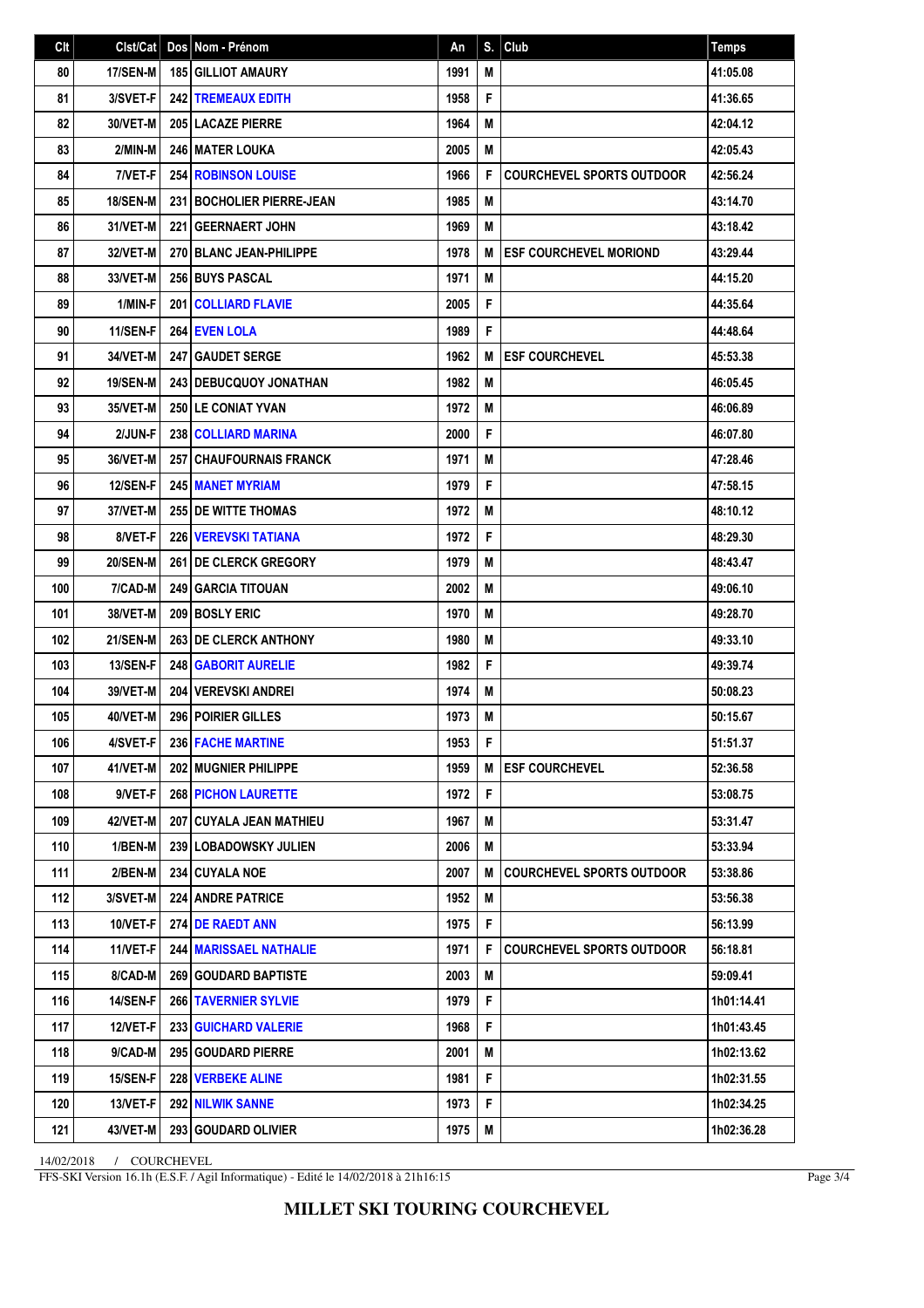| Clt | Clst/Cat | Dos | Nom - Prénom | An | S. | Club | Temps |
|---|---|---|---|---|---|---|---|
| 80 | 17/SEN-M | 185 | GILLIOT AMAURY | 1991 | M | | 41:05.08 |
| 81 | 3/SVET-F | 242 | TREMEAUX EDITH | 1958 | F | | 41:36.65 |
| 82 | 30/VET-M | 205 | LACAZE PIERRE | 1964 | M | | 42:04.12 |
| 83 | 2/MIN-M | 246 | MATER LOUKA | 2005 | M | | 42:05.43 |
| 84 | 7/VET-F | 254 | ROBINSON LOUISE | 1966 | F | COURCHEVEL SPORTS OUTDOOR | 42:56.24 |
| 85 | 18/SEN-M | 231 | BOCHOLIER PIERRE-JEAN | 1985 | M | | 43:14.70 |
| 86 | 31/VET-M | 221 | GEERNAERT JOHN | 1969 | M | | 43:18.42 |
| 87 | 32/VET-M | 270 | BLANC JEAN-PHILIPPE | 1978 | M | ESF COURCHEVEL MORIOND | 43:29.44 |
| 88 | 33/VET-M | 256 | BUYS PASCAL | 1971 | M | | 44:15.20 |
| 89 | 1/MIN-F | 201 | COLLIARD FLAVIE | 2005 | F | | 44:35.64 |
| 90 | 11/SEN-F | 264 | EVEN LOLA | 1989 | F | | 44:48.64 |
| 91 | 34/VET-M | 247 | GAUDET SERGE | 1962 | M | ESF COURCHEVEL | 45:53.38 |
| 92 | 19/SEN-M | 243 | DEBUCQUOY JONATHAN | 1982 | M | | 46:05.45 |
| 93 | 35/VET-M | 250 | LE CONIAT YVAN | 1972 | M | | 46:06.89 |
| 94 | 2/JUN-F | 238 | COLLIARD MARINA | 2000 | F | | 46:07.80 |
| 95 | 36/VET-M | 257 | CHAUFOURNAIS FRANCK | 1971 | M | | 47:28.46 |
| 96 | 12/SEN-F | 245 | MANET MYRIAM | 1979 | F | | 47:58.15 |
| 97 | 37/VET-M | 255 | DE WITTE THOMAS | 1972 | M | | 48:10.12 |
| 98 | 8/VET-F | 226 | VEREVSKI TATIANA | 1972 | F | | 48:29.30 |
| 99 | 20/SEN-M | 261 | DE CLERCK GREGORY | 1979 | M | | 48:43.47 |
| 100 | 7/CAD-M | 249 | GARCIA TITOUAN | 2002 | M | | 49:06.10 |
| 101 | 38/VET-M | 209 | BOSLY ERIC | 1970 | M | | 49:28.70 |
| 102 | 21/SEN-M | 263 | DE CLERCK ANTHONY | 1980 | M | | 49:33.10 |
| 103 | 13/SEN-F | 248 | GABORIT AURELIE | 1982 | F | | 49:39.74 |
| 104 | 39/VET-M | 204 | VEREVSKI ANDREI | 1974 | M | | 50:08.23 |
| 105 | 40/VET-M | 296 | POIRIER GILLES | 1973 | M | | 50:15.67 |
| 106 | 4/SVET-F | 236 | FACHE MARTINE | 1953 | F | | 51:51.37 |
| 107 | 41/VET-M | 202 | MUGNIER PHILIPPE | 1959 | M | ESF COURCHEVEL | 52:36.58 |
| 108 | 9/VET-F | 268 | PICHON LAURETTE | 1972 | F | | 53:08.75 |
| 109 | 42/VET-M | 207 | CUYALA JEAN MATHIEU | 1967 | M | | 53:31.47 |
| 110 | 1/BEN-M | 239 | LOBADOWSKY JULIEN | 2006 | M | | 53:33.94 |
| 111 | 2/BEN-M | 234 | CUYALA NOE | 2007 | M | COURCHEVEL SPORTS OUTDOOR | 53:38.86 |
| 112 | 3/SVET-M | 224 | ANDRE PATRICE | 1952 | M | | 53:56.38 |
| 113 | 10/VET-F | 274 | DE RAEDT ANN | 1975 | F | | 56:13.99 |
| 114 | 11/VET-F | 244 | MARISSAEL NATHALIE | 1971 | F | COURCHEVEL SPORTS OUTDOOR | 56:18.81 |
| 115 | 8/CAD-M | 269 | GOUDARD BAPTISTE | 2003 | M | | 59:09.41 |
| 116 | 14/SEN-F | 266 | TAVERNIER SYLVIE | 1979 | F | | 1h01:14.41 |
| 117 | 12/VET-F | 233 | GUICHARD VALERIE | 1968 | F | | 1h01:43.45 |
| 118 | 9/CAD-M | 295 | GOUDARD PIERRE | 2001 | M | | 1h02:13.62 |
| 119 | 15/SEN-F | 228 | VERBEKE ALINE | 1981 | F | | 1h02:31.55 |
| 120 | 13/VET-F | 292 | NILWIK SANNE | 1973 | F | | 1h02:34.25 |
| 121 | 43/VET-M | 293 | GOUDARD OLIVIER | 1975 | M | | 1h02:36.28 |

14/02/2018 / COURCHEVEL

FFS-SKI Version 16.1h (E.S.F. / Agil Informatique) - Edité le 14/02/2018 à 21h16:15

**MILLET SKI TOURING COURCHEVEL**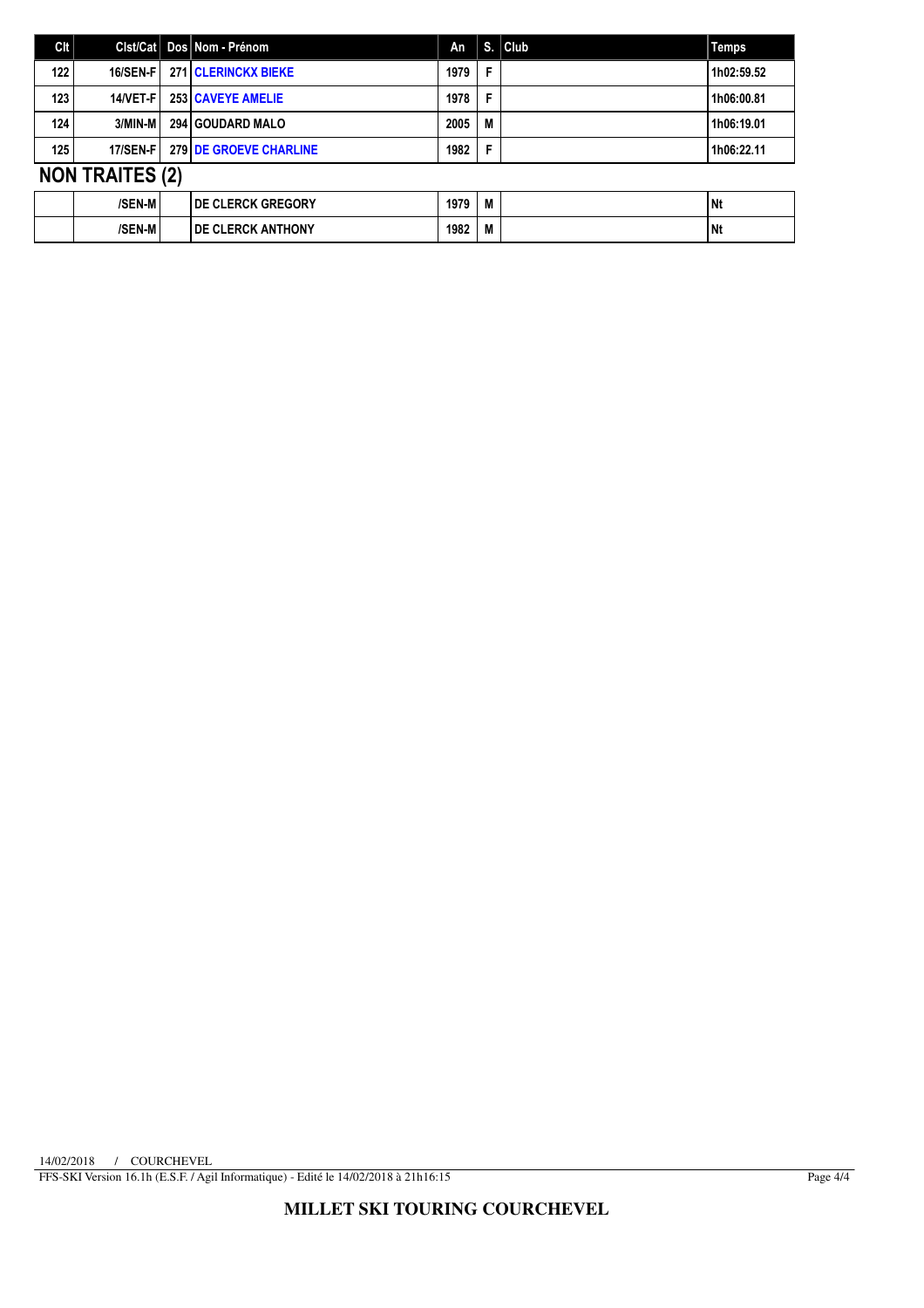| Clt | Clst/Cat | Dos | Nom - Prénom | An | S. | Club | Temps |
|---|---|---|---|---|---|---|---|
| 122 | 16/SEN-F | 271 | CLERINCKX BIEKE | 1979 | F | | 1h02:59.52 |
| 123 | 14/VET-F | 253 | CAVEYE AMELIE | 1978 | F | | 1h06:00.81 |
| 124 | 3/MIN-M | 294 | GOUDARD MALO | 2005 | M | | 1h06:19.01 |
| 125 | 17/SEN-F | 279 | DE GROEVE CHARLINE | 1982 | F | | 1h06:22.11 |

## NON TRAITES (2)

| | | | | | | | |
|---|---|---|---|---|---|---|---|
| | /SEN-M | | DE CLERCK GREGORY | 1979 | M | | Nt |
| | /SEN-M | | DE CLERCK ANTHONY | 1982 | M | | Nt |

14/02/2018 / COURCHEVEL

FFS-SKI Version 16.1h (E.S.F. / Agil Informatique) - Edité le 14/02/2018 à 21h16:15

**MILLET SKI TOURING COURCHEVEL**